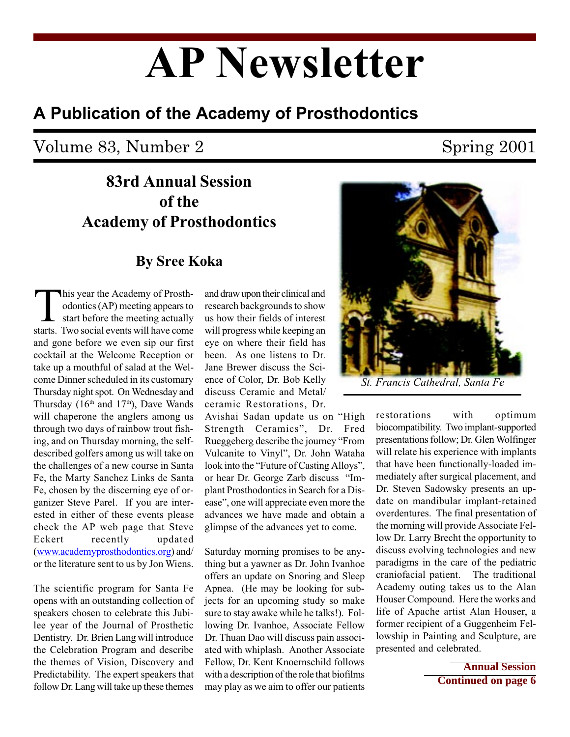# AP Newsletter

## A Publication of the Academy of Prosthodontics

Volume 83, Number 2 — Spring 2001

## 83rd Annual Session of the Academy of Prosthodontics

### By Sree Koka

This year the Academy of Prosthodontics (AP) meeting appears to start before the meeting actually starts. Two social events will have come and gone before we even sip our first cocktail at the Welcome Reception or take up a mouthful of salad at the Welcome Dinner scheduled in its customary Thursday night spot. On Wednesday and Thursday (16th and 17th), Dave Wands will chaperone the anglers among us through two days of rainbow trout fishing, and on Thursday morning, the self-described golfers among us will take on the challenges of a new course in Santa Fe, the Marty Sanchez Links de Santa Fe, chosen by the discerning eye of organizer Steve Parel. If you are interested in either of these events please check the AP web page that Steve Eckert recently updated (www.academyprosthodontics.org) and/or the literature sent to us by Jon Wiens.

The scientific program for Santa Fe opens with an outstanding collection of speakers chosen to celebrate this Jubilee year of the Journal of Prosthetic Dentistry. Dr. Brien Lang will introduce the Celebration Program and describe the themes of Vision, Discovery and Predictability. The expert speakers that follow Dr. Lang will take up these themes and draw upon their clinical and research backgrounds to show us how their fields of interest will progress while keeping an eye on where their field has been. As one listens to Dr. Jane Brewer discuss the Science of Color, Dr. Bob Kelly discuss Ceramic and Metal/ceramic Restorations, Dr. Avishai Sadan update us on "High Strength Ceramics", Dr. Fred Rueggeberg describe the journey "From Vulcanite to Vinyl", Dr. John Wataha look into the "Future of Casting Alloys", or hear Dr. George Zarb discuss "Implant Prosthodontics in Search for a Disease", one will appreciate even more the advances we have made and obtain a glimpse of the advances yet to come.

Saturday morning promises to be anything but a yawner as Dr. John Ivanhoe offers an update on Snoring and Sleep Apnea. (He may be looking for subjects for an upcoming study so make sure to stay awake while he talks!). Following Dr. Ivanhoe, Associate Fellow Dr. Thuan Dao will discuss pain associated with whiplash. Another Associate Fellow, Dr. Kent Knoernschild follows with a description of the role that biofilms may play as we aim to offer our patients restorations with optimum biocompatibility. Two implant-supported presentations follow; Dr. Glen Wolfinger will relate his experience with implants that have been functionally-loaded immediately after surgical placement, and Dr. Steven Sadowsky presents an update on mandibular implant-retained overdentures. The final presentation of the morning will provide Associate Fellow Dr. Larry Brecht the opportunity to discuss evolving technologies and new paradigms in the care of the pediatric craniofacial patient. The traditional Academy outing takes us to the Alan Houser Compound. Here the works and life of Apache artist Alan Houser, a former recipient of a Guggenheim Fellowship in Painting and Sculpture, are presented and celebrated.

*St. Francis Cathedral, Santa Fe*

**Annual Session Continued on page 6**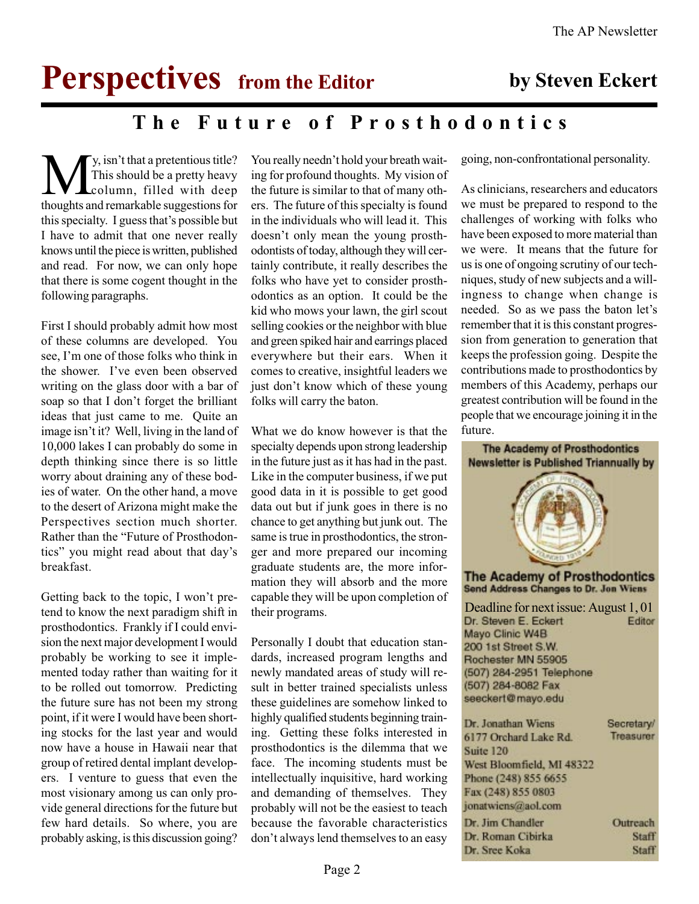# Perspectives from the Editor

**by Steven Eckert**

## The Future of Prosthodontics

My, isn't that a pretentious title? This should be a pretty heavy column, filled with deep thoughts and remarkable suggestions for this specialty. I guess that's possible but I have to admit that one never really knows until the piece is written, published and read. For now, we can only hope that there is some cogent thought in the following paragraphs.

First I should probably admit how most of these columns are developed. You see, I'm one of those folks who think in the shower. I've even been observed writing on the glass door with a bar of soap so that I don't forget the brilliant ideas that just came to me. Quite an image isn't it? Well, living in the land of 10,000 lakes I can probably do some in depth thinking since there is so little worry about draining any of these bodies of water. On the other hand, a move to the desert of Arizona might make the Perspectives section much shorter. Rather than the "Future of Prosthodontics" you might read about that day's breakfast.

Getting back to the topic, I won't pretend to know the next paradigm shift in prosthodontics. Frankly if I could envision the next major development I would probably be working to see it implemented today rather than waiting for it to be rolled out tomorrow. Predicting the future sure has not been my strong point, if it were I would have been shorting stocks for the last year and would now have a house in Hawaii near that group of retired dental implant developers. I venture to guess that even the most visionary among us can only provide general directions for the future but few hard details. So where, you are probably asking, is this discussion going? You really needn't hold your breath waiting for profound thoughts. My vision of the future is similar to that of many others. The future of this specialty is found in the individuals who will lead it. This doesn't only mean the young prosthodontists of today, although they will certainly contribute, it really describes the folks who have yet to consider prosthodontics as an option. It could be the kid who mows your lawn, the girl scout selling cookies or the neighbor with blue and green spiked hair and earrings placed everywhere but their ears. When it comes to creative, insightful leaders we just don't know which of these young folks will carry the baton.

What we do know however is that the specialty depends upon strong leadership in the future just as it has had in the past. Like in the computer business, if we put good data in it is possible to get good data out but if junk goes in there is no chance to get anything but junk out. The same is true in prosthodontics, the stronger and more prepared our incoming graduate students are, the more information they will absorb and the more capable they will be upon completion of their programs.

Personally I doubt that education standards, increased program lengths and newly mandated areas of study will result in better trained specialists unless these guidelines are somehow linked to highly qualified students beginning training. Getting these folks interested in prosthodontics is the dilemma that we face. The incoming students must be intellectually inquisitive, hard working and demanding of themselves. They probably will not be the easiest to teach because the favorable characteristics don't always lend themselves to an easy going, non-confrontational personality.

As clinicians, researchers and educators we must be prepared to respond to the challenges of working with folks who have been exposed to more material than we were. It means that the future for us is one of ongoing scrutiny of our techniques, study of new subjects and a willingness to change when change is needed. So as we pass the baton let's remember that it is this constant progression from generation to generation that keeps the profession going. Despite the contributions made to prosthodontics by members of this Academy, perhaps our greatest contribution will be found in the people that we encourage joining it in the future.

---

**The Academy of Prosthodontics Newsletter is Published Triannually by**

**The Academy of Prosthodontics**
**Send Address Changes to Dr. Jon Wiens**

Deadline for next issue: August 1, 01

Dr. Steven E. Eckert — Editor
Mayo Clinic W4B
200 1st Street S.W.
Rochester MN 55905
(507) 284-2951 Telephone
(507) 284-8082 Fax
seeckert@mayo.edu

Dr. Jonathan Wiens — Secretary/Treasurer
6177 Orchard Lake Rd.
Suite 120
West Bloomfield, MI 48322
Phone (248) 855 6655
Fax (248) 855 0803
jonatwiens@aol.com

Dr. Jim Chandler — Outreach
Dr. Roman Cibirka — Staff
Dr. Sree Koka — Staff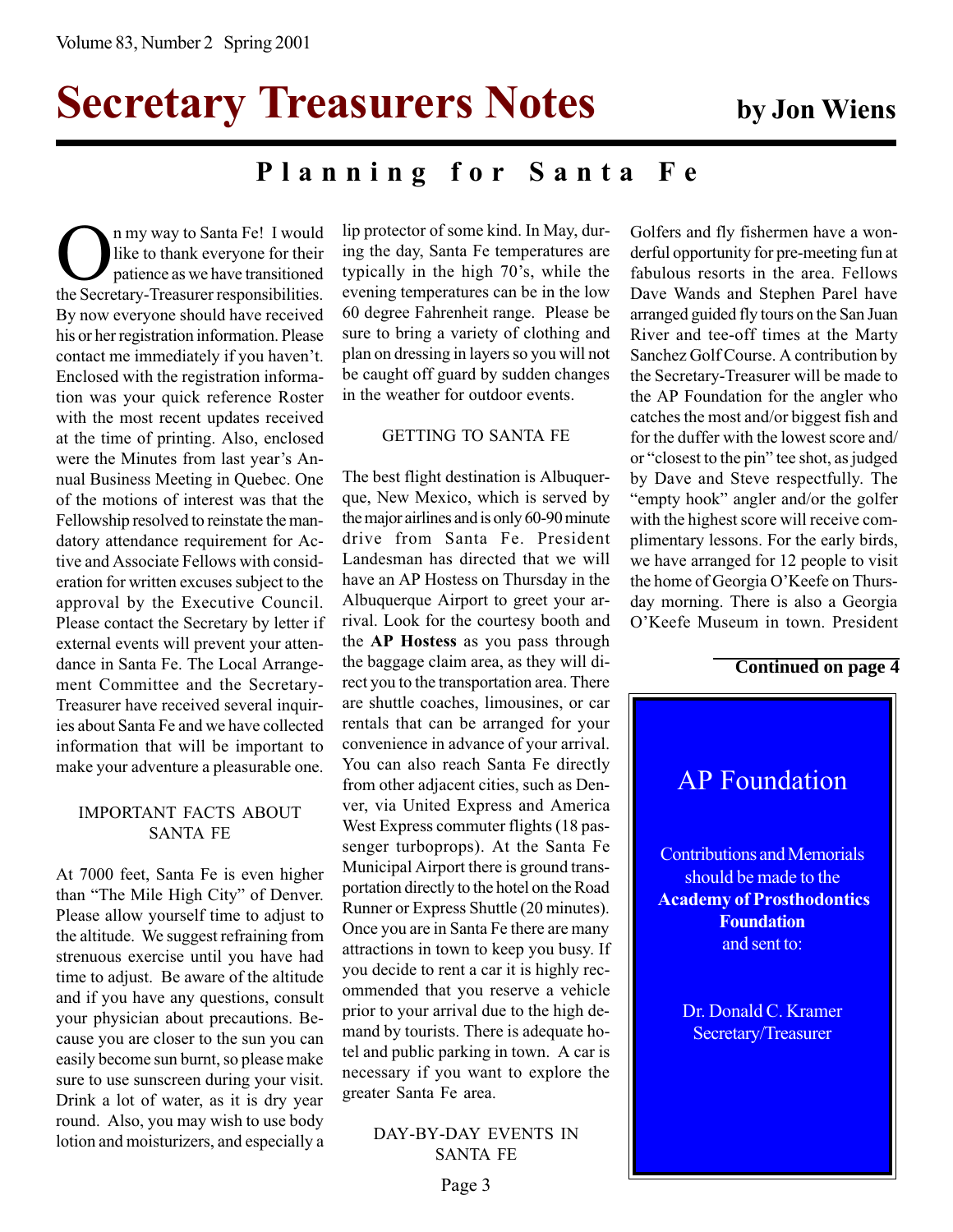# Secretary Treasurers Notes

**by Jon Wiens**

## Planning for Santa Fe

On my way to Santa Fe! I would like to thank everyone for their patience as we have transitioned the Secretary-Treasurer responsibilities. By now everyone should have received his or her registration information. Please contact me immediately if you haven't. Enclosed with the registration information was your quick reference Roster with the most recent updates received at the time of printing. Also, enclosed were the Minutes from last year's Annual Business Meeting in Quebec. One of the motions of interest was that the Fellowship resolved to reinstate the mandatory attendance requirement for Active and Associate Fellows with consideration for written excuses subject to the approval by the Executive Council. Please contact the Secretary by letter if external events will prevent your attendance in Santa Fe. The Local Arrangement Committee and the Secretary-Treasurer have received several inquiries about Santa Fe and we have collected information that will be important to make your adventure a pleasurable one.

### IMPORTANT FACTS ABOUT SANTA FE

At 7000 feet, Santa Fe is even higher than "The Mile High City" of Denver. Please allow yourself time to adjust to the altitude. We suggest refraining from strenuous exercise until you have had time to adjust. Be aware of the altitude and if you have any questions, consult your physician about precautions. Because you are closer to the sun you can easily become sun burnt, so please make sure to use sunscreen during your visit. Drink a lot of water, as it is dry year round. Also, you may wish to use body lotion and moisturizers, and especially a lip protector of some kind. In May, during the day, Santa Fe temperatures are typically in the high 70's, while the evening temperatures can be in the low 60 degree Fahrenheit range. Please be sure to bring a variety of clothing and plan on dressing in layers so you will not be caught off guard by sudden changes in the weather for outdoor events.

### GETTING TO SANTA FE

The best flight destination is Albuquerque, New Mexico, which is served by the major airlines and is only 60-90 minute drive from Santa Fe. President Landesman has directed that we will have an AP Hostess on Thursday in the Albuquerque Airport to greet your arrival. Look for the courtesy booth and the **AP Hostess** as you pass through the baggage claim area, as they will direct you to the transportation area. There are shuttle coaches, limousines, or car rentals that can be arranged for your convenience in advance of your arrival. You can also reach Santa Fe directly from other adjacent cities, such as Denver, via United Express and America West Express commuter flights (18 passenger turboprops). At the Santa Fe Municipal Airport there is ground transportation directly to the hotel on the Road Runner or Express Shuttle (20 minutes). Once you are in Santa Fe there are many attractions in town to keep you busy. If you decide to rent a car it is highly recommended that you reserve a vehicle prior to your arrival due to the high demand by tourists. There is adequate hotel and public parking in town. A car is necessary if you want to explore the greater Santa Fe area.

### DAY-BY-DAY EVENTS IN SANTA FE

Golfers and fly fishermen have a wonderful opportunity for pre-meeting fun at fabulous resorts in the area. Fellows Dave Wands and Stephen Parel have arranged guided fly tours on the San Juan River and tee-off times at the Marty Sanchez Golf Course. A contribution by the Secretary-Treasurer will be made to the AP Foundation for the angler who catches the most and/or biggest fish and for the duffer with the lowest score and/or "closest to the pin" tee shot, as judged by Dave and Steve respectfully. The "empty hook" angler and/or the golfer with the highest score will receive complimentary lessons. For the early birds, we have arranged for 12 people to visit the home of Georgia O'Keefe on Thursday morning. There is also a Georgia O'Keefe Museum in town. President

**Continued on page 4**

---

## AP Foundation

Contributions and Memorials should be made to the **Academy of Prosthodontics Foundation** and sent to:

Dr. Donald C. Kramer
Secretary/Treasurer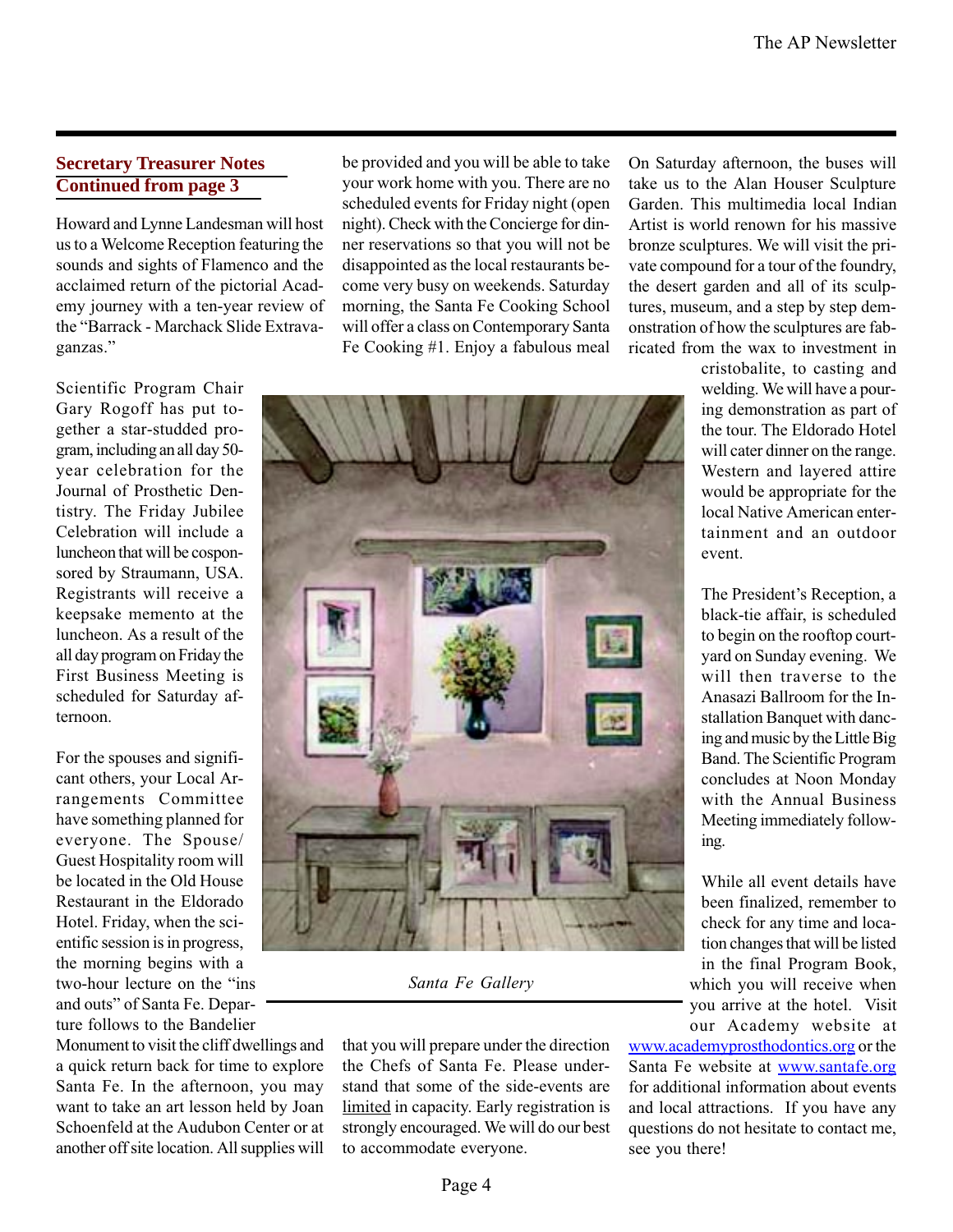## Secretary Treasurer Notes
## Continued from page 3

Howard and Lynne Landesman will host us to a Welcome Reception featuring the sounds and sights of Flamenco and the acclaimed return of the pictorial Academy journey with a ten-year review of the "Barrack - Marchack Slide Extravaganzas."

Scientific Program Chair Gary Rogoff has put together a star-studded program, including an all day 50-year celebration for the Journal of Prosthetic Dentistry. The Friday Jubilee Celebration will include a luncheon that will be cosponsored by Straumann, USA. Registrants will receive a keepsake memento at the luncheon. As a result of the all day program on Friday the First Business Meeting is scheduled for Saturday afternoon.

For the spouses and significant others, your Local Arrangements Committee have something planned for everyone. The Spouse/ Guest Hospitality room will be located in the Old House Restaurant in the Eldorado Hotel. Friday, when the scientific session is in progress, the morning begins with a two-hour lecture on the "ins and outs" of Santa Fe. Departure follows to the Bandelier Monument to visit the cliff dwellings and a quick return back for time to explore Santa Fe. In the afternoon, you may want to take an art lesson held by Joan Schoenfeld at the Audubon Center or at another off site location. All supplies will be provided and you will be able to take your work home with you. There are no scheduled events for Friday night (open night). Check with the Concierge for dinner reservations so that you will not be disappointed as the local restaurants become very busy on weekends. Saturday morning, the Santa Fe Cooking School will offer a class on Contemporary Santa Fe Cooking #1. Enjoy a fabulous meal that you will prepare under the direction the Chefs of Santa Fe. Please understand that some of the side-events are limited in capacity. Early registration is strongly encouraged. We will do our best to accommodate everyone.

*Santa Fe Gallery*

On Saturday afternoon, the buses will take us to the Alan Houser Sculpture Garden. This multimedia local Indian Artist is world renown for his massive bronze sculptures. We will visit the private compound for a tour of the foundry, the desert garden and all of its sculptures, museum, and a step by step demonstration of how the sculptures are fabricated from the wax to investment in cristobalite, to casting and welding. We will have a pouring demonstration as part of the tour. The Eldorado Hotel will cater dinner on the range. Western and layered attire would be appropriate for the local Native American entertainment and an outdoor event.

The President's Reception, a black-tie affair, is scheduled to begin on the rooftop courtyard on Sunday evening. We will then traverse to the Anasazi Ballroom for the Installation Banquet with dancing and music by the Little Big Band. The Scientific Program concludes at Noon Monday with the Annual Business Meeting immediately following.

While all event details have been finalized, remember to check for any time and location changes that will be listed in the final Program Book, which you will receive when you arrive at the hotel. Visit our Academy website at www.academyprosthodontics.org or the Santa Fe website at www.santafe.org for additional information about events and local attractions. If you have any questions do not hesitate to contact me, see you there!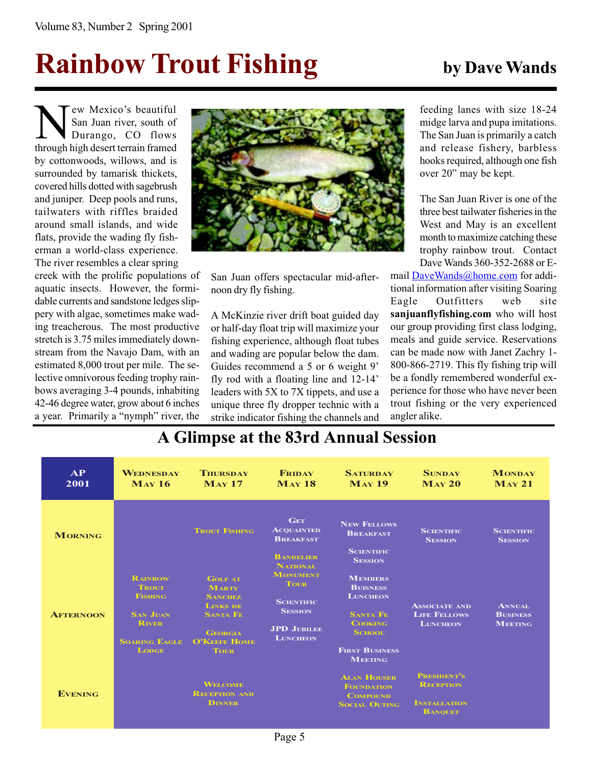# Rainbow Trout Fishing

**by Dave Wands**

New Mexico's beautiful San Juan river, south of Durango, CO flows through high desert terrain framed by cottonwoods, willows, and is surrounded by tamarisk thickets, covered hills dotted with sagebrush and juniper. Deep pools and runs, tailwaters with riffles braided around small islands, and wide flats, provide the wading fly fisherman a world-class experience. The river resembles a clear spring creek with the prolific populations of aquatic insects. However, the formidable currents and sandstone ledges slippery with algae, sometimes make wading treacherous. The most productive stretch is 3.75 miles immediately downstream from the Navajo Dam, with an estimated 8,000 trout per mile. The selective omnivorous feeding trophy rainbows averaging 3-4 pounds, inhabiting 42-46 degree water, grow about 6 inches a year. Primarily a "nymph" river, the San Juan offers spectacular mid-afternoon dry fly fishing.

A McKinzie river drift boat guided day or half-day float trip will maximize your fishing experience, although float tubes and wading are popular below the dam. Guides recommend a 5 or 6 weight 9' fly rod with a floating line and 12-14' leaders with 5X to 7X tippets, and use a unique three fly dropper technic with a strike indicator fishing the channels and feeding lanes with size 18-24 midge larva and pupa imitations. The San Juan is primarily a catch and release fishery, barbless hooks required, although one fish over 20" may be kept.

The San Juan River is one of the three best tailwater fisheries in the West and May is an excellent month to maximize catching these trophy rainbow trout. Contact Dave Wands 360-352-2688 or E-mail DaveWands@home.com for additional information after visiting Soaring Eagle Outfitters web site **sanjuanflyfishing.com** who will host our group providing first class lodging, meals and guide service. Reservations can be made now with Janet Zachry 1-800-866-2719. This fly fishing trip will be a fondly remembered wonderful experience for those who have never been trout fishing or the very experienced angler alike.

## A Glimpse at the 83rd Annual Session

| AP 2001 | Wednesday May 16 | Thursday May 17 | Friday May 18 | Saturday May 19 | Sunday May 20 | Monday May 21 |
|---|---|---|---|---|---|---|
| Morning | | Trout Fishing | Get Acquainted Breakfast; Bandelier National Monument Tour | New Fellows Breakfast; Scientific Session | Scientific Session | Scientific Session |
| Afternoon | Rainbow Trout Fishing; San Juan River; Soaring Eagle Lodge | Golf at Marty Sanchez Links de Santa Fe; Georgia O'Keefe Home Tour | Scientific Session; JPD Jubilee Luncheon | Members Buisness Luncheon; Santa Fe Cooking School; First Business Meeting | Associate and Life Fellows Luncheon | Annual Business Meeting |
| Evening | | Welcome Reception and Dinner | | Alan Houser Foundation Compound Social Outing | President's Reception; Installation Banquet | |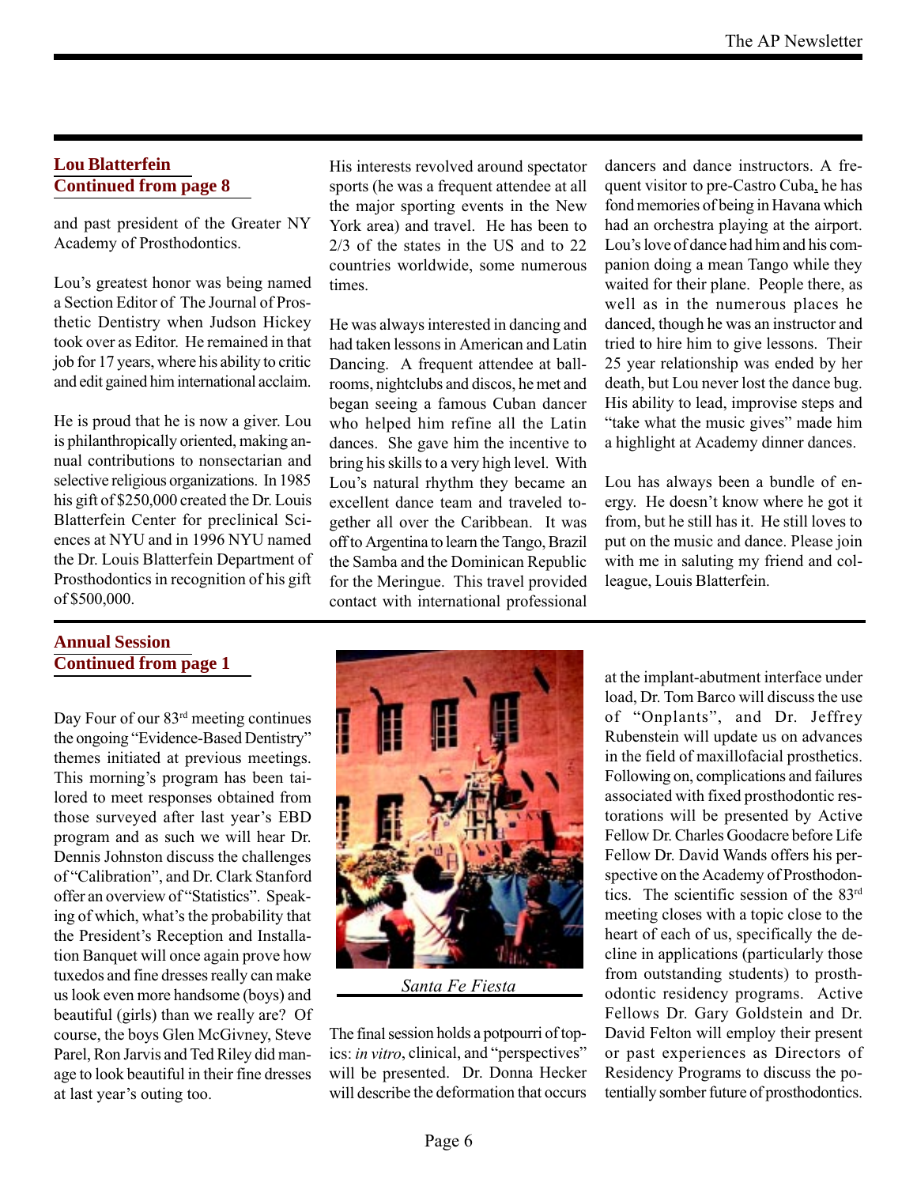## Lou Blatterfein
### Continued from page 8

and past president of the Greater NY Academy of Prosthodontics.

Lou's greatest honor was being named a Section Editor of The Journal of Prosthetic Dentistry when Judson Hickey took over as Editor. He remained in that job for 17 years, where his ability to critic and edit gained him international acclaim.

He is proud that he is now a giver. Lou is philanthropically oriented, making annual contributions to nonsectarian and selective religious organizations. In 1985 his gift of $250,000 created the Dr. Louis Blatterfein Center for preclinical Sciences at NYU and in 1996 NYU named the Dr. Louis Blatterfein Department of Prosthodontics in recognition of his gift of $500,000.

His interests revolved around spectator sports (he was a frequent attendee at all the major sporting events in the New York area) and travel. He has been to 2/3 of the states in the US and to 22 countries worldwide, some numerous times.

He was always interested in dancing and had taken lessons in American and Latin Dancing. A frequent attendee at ballrooms, nightclubs and discos, he met and began seeing a famous Cuban dancer who helped him refine all the Latin dances. She gave him the incentive to bring his skills to a very high level. With Lou's natural rhythm they became an excellent dance team and traveled together all over the Caribbean. It was off to Argentina to learn the Tango, Brazil the Samba and the Dominican Republic for the Meringue. This travel provided contact with international professional dancers and dance instructors. A frequent visitor to pre-Castro Cuba, he has fond memories of being in Havana which had an orchestra playing at the airport. Lou's love of dance had him and his companion doing a mean Tango while they waited for their plane. People there, as well as in the numerous places he danced, though he was an instructor and tried to hire him to give lessons. Their 25 year relationship was ended by her death, but Lou never lost the dance bug. His ability to lead, improvise steps and "take what the music gives" made him a highlight at Academy dinner dances.

Lou has always been a bundle of energy. He doesn't know where he got it from, but he still has it. He still loves to put on the music and dance. Please join with me in saluting my friend and colleague, Louis Blatterfein.

## Annual Session
### Continued from page 1

Day Four of our 83rd meeting continues the ongoing "Evidence-Based Dentistry" themes initiated at previous meetings. This morning's program has been tailored to meet responses obtained from those surveyed after last year's EBD program and as such we will hear Dr. Dennis Johnston discuss the challenges of "Calibration", and Dr. Clark Stanford offer an overview of "Statistics". Speaking of which, what's the probability that the President's Reception and Installation Banquet will once again prove how tuxedos and fine dresses really can make us look even more handsome (boys) and beautiful (girls) than we really are? Of course, the boys Glen McGivney, Steve Parel, Ron Jarvis and Ted Riley did manage to look beautiful in their fine dresses at last year's outing too.

*Santa Fe Fiesta*

The final session holds a potpourri of topics: *in vitro*, clinical, and "perspectives" will be presented. Dr. Donna Hecker will describe the deformation that occurs at the implant-abutment interface under load, Dr. Tom Barco will discuss the use of "Onplants", and Dr. Jeffrey Rubenstein will update us on advances in the field of maxillofacial prosthetics. Following on, complications and failures associated with fixed prosthodontic restorations will be presented by Active Fellow Dr. Charles Goodacre before Life Fellow Dr. David Wands offers his perspective on the Academy of Prosthodontics. The scientific session of the 83rd meeting closes with a topic close to the heart of each of us, specifically the decline in applications (particularly those from outstanding students) to prosthodontic residency programs. Active Fellows Dr. Gary Goldstein and Dr. David Felton will employ their present or past experiences as Directors of Residency Programs to discuss the potentially somber future of prosthodontics.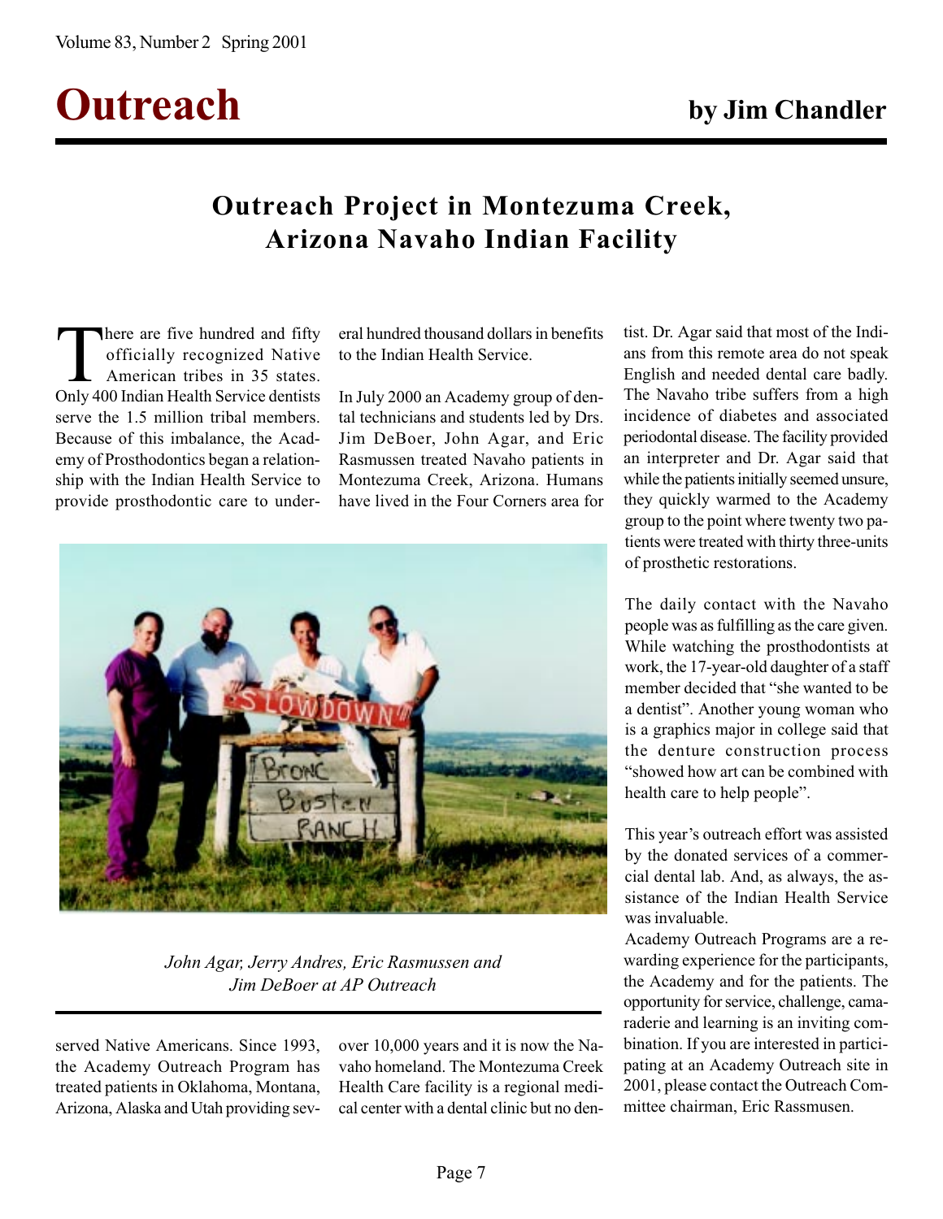# Outreach

**by Jim Chandler**

## Outreach Project in Montezuma Creek, Arizona Navaho Indian Facility

There are five hundred and fifty officially recognized Native American tribes in 35 states. Only 400 Indian Health Service dentists serve the 1.5 million tribal members. Because of this imbalance, the Academy of Prosthodontics began a relationship with the Indian Health Service to provide prosthodontic care to underserved Native Americans. Since 1993, the Academy Outreach Program has treated patients in Oklahoma, Montana, Arizona, Alaska and Utah providing several hundred thousand dollars in benefits to the Indian Health Service.

In July 2000 an Academy group of dental technicians and students led by Drs. Jim DeBoer, John Agar, and Eric Rasmussen treated Navaho patients in Montezuma Creek, Arizona. Humans have lived in the Four Corners area for over 10,000 years and it is now the Navaho homeland. The Montezuma Creek Health Care facility is a regional medical center with a dental clinic but no dentist. Dr. Agar said that most of the Indians from this remote area do not speak English and needed dental care badly. The Navaho tribe suffers from a high incidence of diabetes and associated periodontal disease. The facility provided an interpreter and Dr. Agar said that while the patients initially seemed unsure, they quickly warmed to the Academy group to the point where twenty two patients were treated with thirty three-units of prosthetic restorations.

*John Agar, Jerry Andres, Eric Rasmussen and Jim DeBoer at AP Outreach*

The daily contact with the Navaho people was as fulfilling as the care given. While watching the prosthodontists at work, the 17-year-old daughter of a staff member decided that "she wanted to be a dentist". Another young woman who is a graphics major in college said that the denture construction process "showed how art can be combined with health care to help people".

This year's outreach effort was assisted by the donated services of a commercial dental lab. And, as always, the assistance of the Indian Health Service was invaluable.

Academy Outreach Programs are a rewarding experience for the participants, the Academy and for the patients. The opportunity for service, challenge, camaraderie and learning is an inviting combination. If you are interested in participating at an Academy Outreach site in 2001, please contact the Outreach Committee chairman, Eric Rassmusen.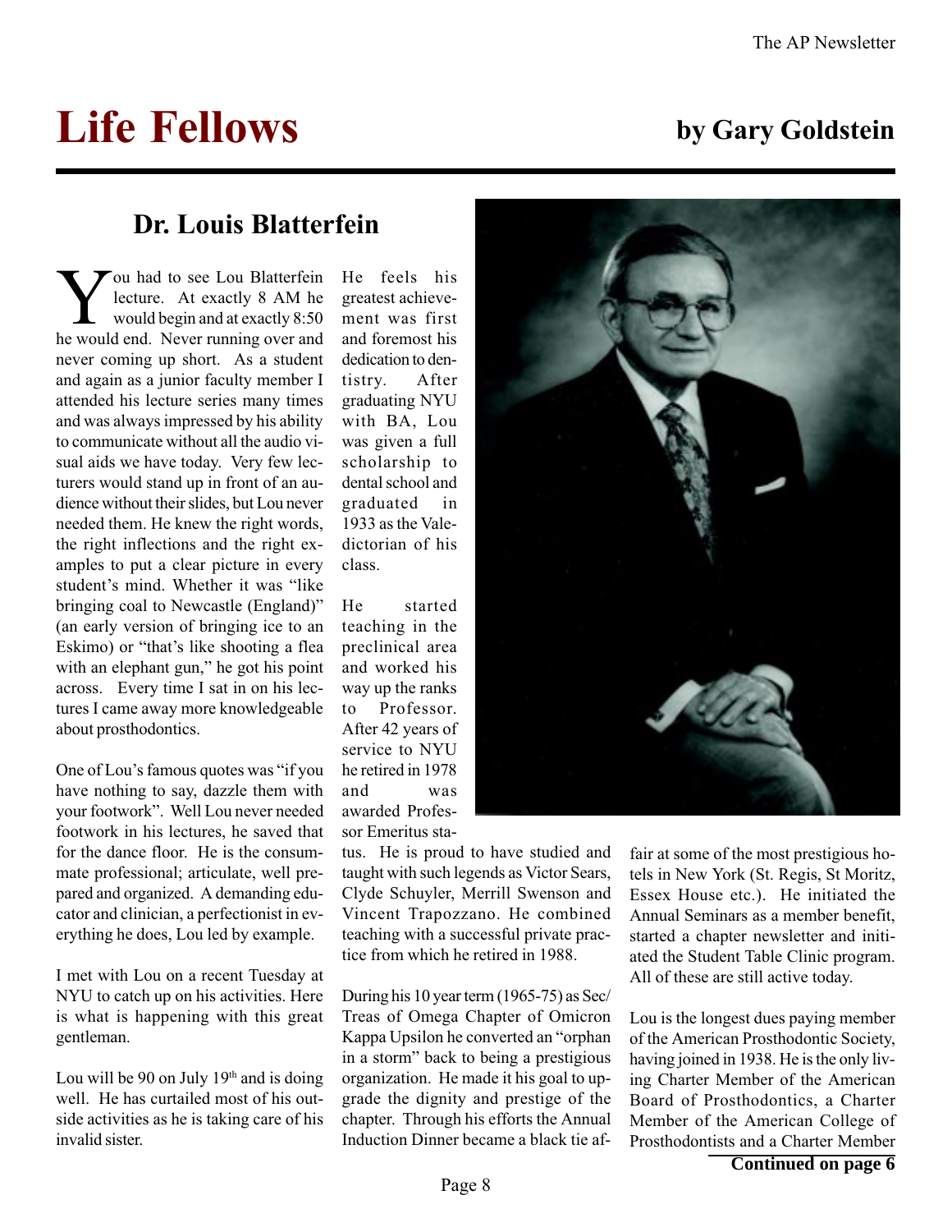# Life Fellows

**by Gary Goldstein**

## Dr. Louis Blatterfein

You had to see Lou Blatterfein lecture. At exactly 8 AM he would begin and at exactly 8:50 he would end. Never running over and never coming up short. As a student and again as a junior faculty member I attended his lecture series many times and was always impressed by his ability to communicate without all the audio visual aids we have today. Very few lecturers would stand up in front of an audience without their slides, but Lou never needed them. He knew the right words, the right inflections and the right examples to put a clear picture in every student's mind. Whether it was "like bringing coal to Newcastle (England)" (an early version of bringing ice to an Eskimo) or "that's like shooting a flea with an elephant gun," he got his point across. Every time I sat in on his lectures I came away more knowledgeable about prosthodontics.

One of Lou's famous quotes was "if you have nothing to say, dazzle them with your footwork". Well Lou never needed footwork in his lectures, he saved that for the dance floor. He is the consummate professional; articulate, well prepared and organized. A demanding educator and clinician, a perfectionist in everything he does, Lou led by example.

I met with Lou on a recent Tuesday at NYU to catch up on his activities. Here is what is happening with this great gentleman.

Lou will be 90 on July 19th and is doing well. He has curtailed most of his outside activities as he is taking care of his invalid sister.

He feels his greatest achievement was first and foremost his dedication to dentistry. After graduating NYU with BA, Lou was given a full scholarship to dental school and graduated in 1933 as the Valedictorian of his class.

He started teaching in the preclinical area and worked his way up the ranks to Professor. After 42 years of service to NYU he retired in 1978 and was awarded Professor Emeritus status. He is proud to have studied and taught with such legends as Victor Sears, Clyde Schuyler, Merrill Swenson and Vincent Trapozzano. He combined teaching with a successful private practice from which he retired in 1988.

During his 10 year term (1965-75) as Sec/Treas of Omega Chapter of Omicron Kappa Upsilon he converted an "orphan in a storm" back to being a prestigious organization. He made it his goal to upgrade the dignity and prestige of the chapter. Through his efforts the Annual Induction Dinner became a black tie affair at some of the most prestigious hotels in New York (St. Regis, St Moritz, Essex House etc.). He initiated the Annual Seminars as a member benefit, started a chapter newsletter and initiated the Student Table Clinic program. All of these are still active today.

Lou is the longest dues paying member of the American Prosthodontic Society, having joined in 1938. He is the only living Charter Member of the American Board of Prosthodontics, a Charter Member of the American College of Prosthodontists and a Charter Member

**Continued on page 6**